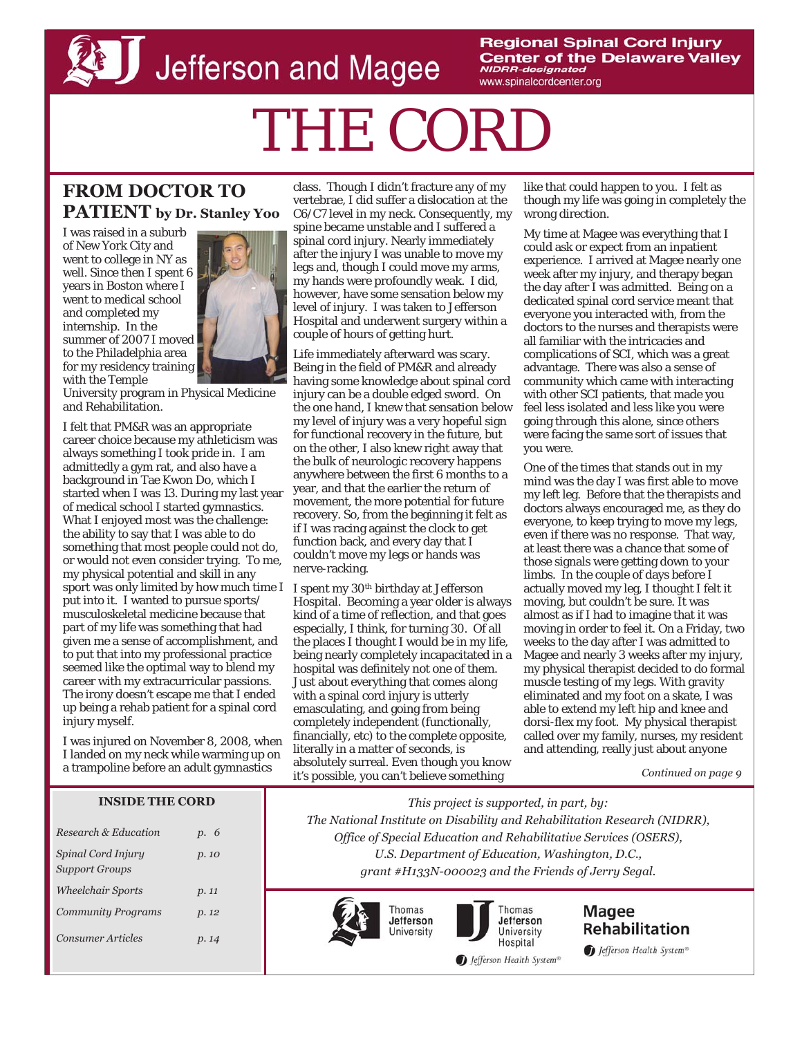Jefferson and Magee

Regional Spinal Cord Injury Center of the Delaware Valley
*NIDRR-designated*
www.spinalcordcenter.org

# THE CORD

## FROM DOCTOR TO PATIENT by Dr. Stanley Yoo

I was raised in a suburb of New York City and went to college in NY as well. Since then I spent 6 years in Boston where I went to medical school and completed my internship. In the summer of 2007 I moved to the Philadelphia area for my residency training with the Temple University program in Physical Medicine and Rehabilitation.

I felt that PM&R was an appropriate career choice because my athleticism was always something I took pride in. I am admittedly a gym rat, and also have a background in Tae Kwon Do, which I started when I was 13. During my last year of medical school I started gymnastics. What I enjoyed most was the challenge: the ability to say that I was able to do something that most people could not do, or would not even consider trying. To me, my physical potential and skill in any sport was only limited by how much time I put into it. I wanted to pursue sports/musculoskeletal medicine because that part of my life was something that had given me a sense of accomplishment, and to put that into my professional practice seemed like the optimal way to blend my career with my extracurricular passions. The irony doesn't escape me that I ended up being a rehab patient for a spinal cord injury myself.

I was injured on November 8, 2008, when I landed on my neck while warming up on a trampoline before an adult gymnastics class. Though I didn't fracture any of my vertebrae, I did suffer a dislocation at the C6/C7 level in my neck. Consequently, my spine became unstable and I suffered a spinal cord injury. Nearly immediately after the injury I was unable to move my legs and, though I could move my arms, my hands were profoundly weak. I did, however, have some sensation below my level of injury. I was taken to Jefferson Hospital and underwent surgery within a couple of hours of getting hurt.

Life immediately afterward was scary. Being in the field of PM&R and already having some knowledge about spinal cord injury can be a double edged sword. On the one hand, I knew that sensation below my level of injury was a very hopeful sign for functional recovery in the future, but on the other, I also knew right away that the bulk of neurologic recovery happens anywhere between the first 6 months to a year, and that the earlier the return of movement, the more potential for future recovery. So, from the beginning it felt as if I was racing against the clock to get function back, and every day that I couldn't move my legs or hands was nerve-racking.

I spent my 30th birthday at Jefferson Hospital. Becoming a year older is always kind of a time of reflection, and that goes especially, I think, for turning 30. Of all the places I thought I would be in my life, being nearly completely incapacitated in a hospital was definitely not one of them. Just about everything that comes along with a spinal cord injury is utterly emasculating, and going from being completely independent (functionally, financially, etc) to the complete opposite, literally in a matter of seconds, is absolutely surreal. Even though you know it's possible, you can't believe something like that could happen to you. I felt as though my life was going in completely the wrong direction.

My time at Magee was everything that I could ask or expect from an inpatient experience. I arrived at Magee nearly one week after my injury, and therapy began the day after I was admitted. Being on a dedicated spinal cord service meant that everyone you interacted with, from the doctors to the nurses and therapists were all familiar with the intricacies and complications of SCI, which was a great advantage. There was also a sense of community which came with interacting with other SCI patients, that made you feel less isolated and less like you were going through this alone, since others were facing the same sort of issues that you were.

One of the times that stands out in my mind was the day I was first able to move my left leg. Before that the therapists and doctors always encouraged me, as they do everyone, to keep trying to move my legs, even if there was no response. That way, at least there was a chance that some of those signals were getting down to your limbs. In the couple of days before I actually moved my leg, I thought I felt it moving, but couldn't be sure. It was almost as if I had to imagine that it was moving in order to feel it. On a Friday, two weeks to the day after I was admitted to Magee and nearly 3 weeks after my injury, my physical therapist decided to do formal muscle testing of my legs. With gravity eliminated and my foot on a skate, I was able to extend my left hip and knee and dorsi-flex my foot. My physical therapist called over my family, nurses, my resident and attending, really just about anyone

*Continued on page 9*

### INSIDE THE CORD

| | |
|---|---|
| *Research & Education* | *p. 6* |
| *Spinal Cord Injury Support Groups* | *p. 10* |
| *Wheelchair Sports* | *p. 11* |
| *Community Programs* | *p. 12* |
| *Consumer Articles* | *p. 14* |

*This project is supported, in part, by: The National Institute on Disability and Rehabilitation Research (NIDRR), Office of Special Education and Rehabilitative Services (OSERS), U.S. Department of Education, Washington, D.C., grant #H133N-000023 and the Friends of Jerry Segal.*

Thomas Jefferson University | Thomas Jefferson University Hospital | Magee Rehabilitation — Jefferson Health System®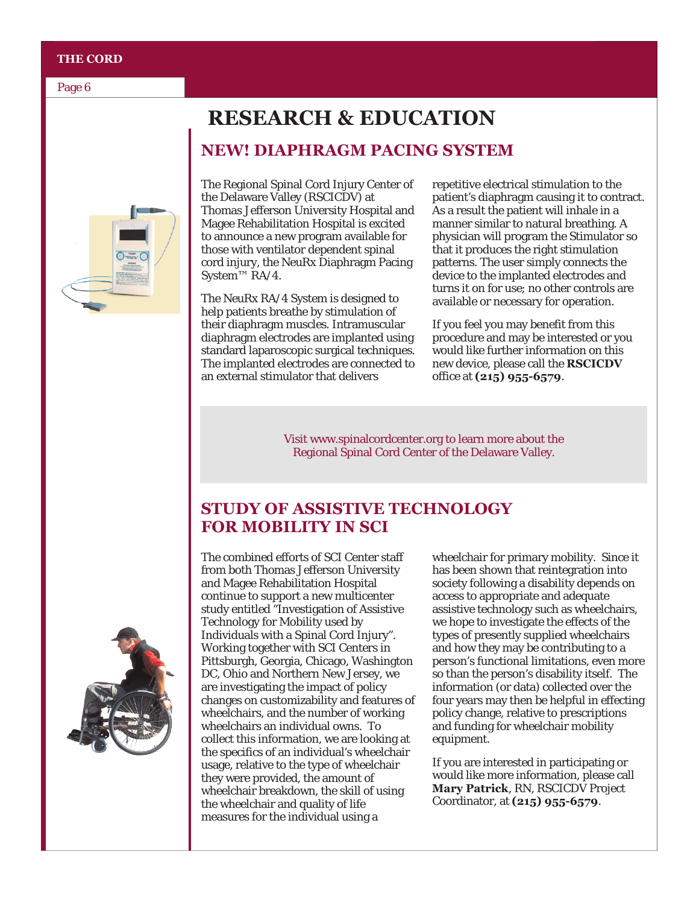# RESEARCH & EDUCATION

## NEW! DIAPHRAGM PACING SYSTEM

The Regional Spinal Cord Injury Center of the Delaware Valley (RSCICDV) at Thomas Jefferson University Hospital and Magee Rehabilitation Hospital is excited to announce a new program available for those with ventilator dependent spinal cord injury, the NeuRx Diaphragm Pacing System™ RA/4.

The NeuRx RA/4 System is designed to help patients breathe by stimulation of their diaphragm muscles. Intramuscular diaphragm electrodes are implanted using standard laparoscopic surgical techniques. The implanted electrodes are connected to an external stimulator that delivers repetitive electrical stimulation to the patient's diaphragm causing it to contract. As a result the patient will inhale in a manner similar to natural breathing. A physician will program the Stimulator so that it produces the right stimulation patterns. The user simply connects the device to the implanted electrodes and turns it on for use; no other controls are available or necessary for operation.

If you feel you may benefit from this procedure and may be interested or you would like further information on this new device, please call the **RSCICDV** office at **(215) 955-6579**.

Visit www.spinalcordcenter.org to learn more about the Regional Spinal Cord Center of the Delaware Valley.

## STUDY OF ASSISTIVE TECHNOLOGY FOR MOBILITY IN SCI

The combined efforts of SCI Center staff from both Thomas Jefferson University and Magee Rehabilitation Hospital continue to support a new multicenter study entitled "Investigation of Assistive Technology for Mobility used by Individuals with a Spinal Cord Injury". Working together with SCI Centers in Pittsburgh, Georgia, Chicago, Washington DC, Ohio and Northern New Jersey, we are investigating the impact of policy changes on customizability and features of wheelchairs, and the number of working wheelchairs an individual owns. To collect this information, we are looking at the specifics of an individual's wheelchair usage, relative to the type of wheelchair they were provided, the amount of wheelchair breakdown, the skill of using the wheelchair and quality of life measures for the individual using a wheelchair for primary mobility. Since it has been shown that reintegration into society following a disability depends on access to appropriate and adequate assistive technology such as wheelchairs, we hope to investigate the effects of the types of presently supplied wheelchairs and how they may be contributing to a person's functional limitations, even more so than the person's disability itself. The information (or data) collected over the four years may then be helpful in effecting policy change, relative to prescriptions and funding for wheelchair mobility equipment.

If you are interested in participating or would like more information, please call **Mary Patrick**, RN, RSCICDV Project Coordinator, at **(215) 955-6579**.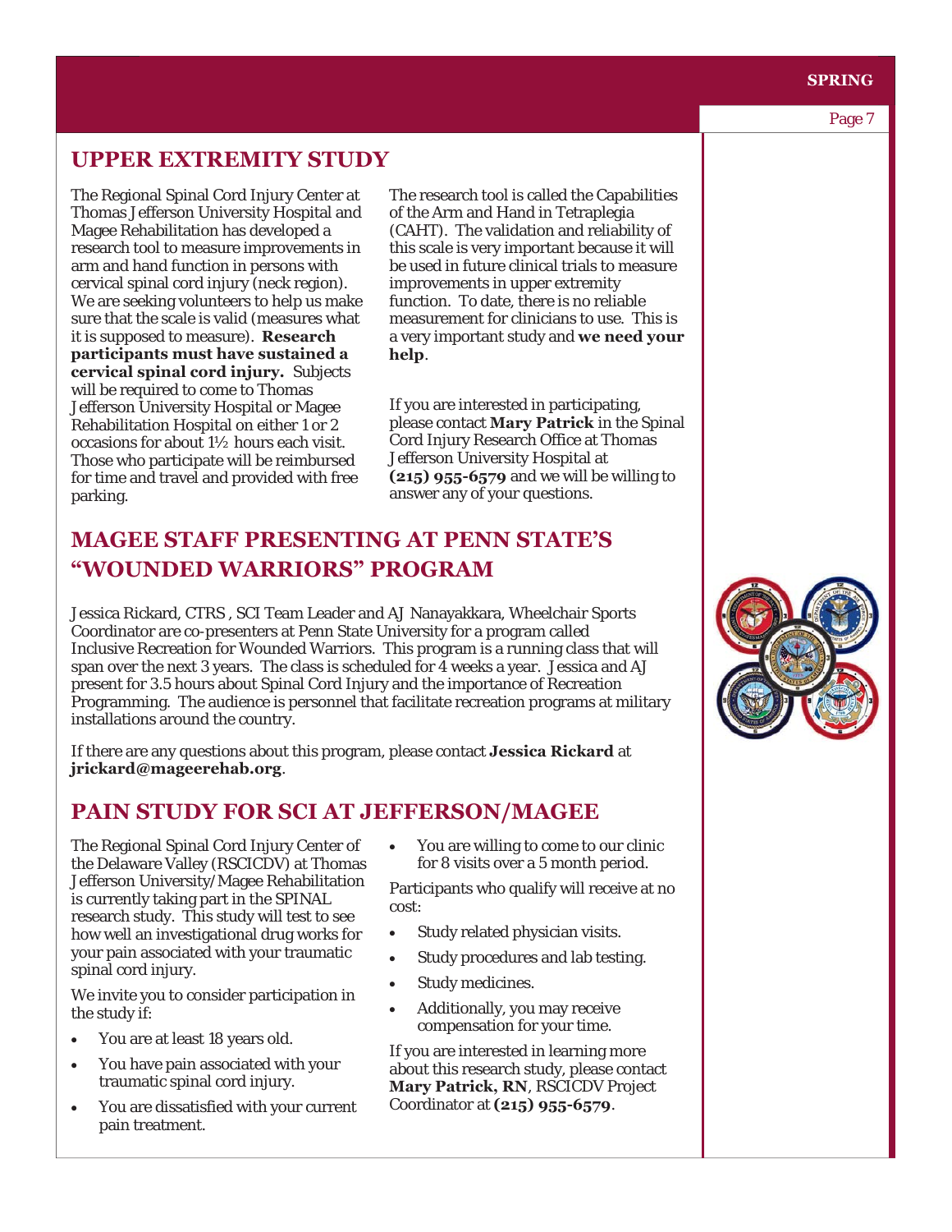## UPPER EXTREMITY STUDY

The Regional Spinal Cord Injury Center at Thomas Jefferson University Hospital and Magee Rehabilitation has developed a research tool to measure improvements in arm and hand function in persons with cervical spinal cord injury (neck region). We are seeking volunteers to help us make sure that the scale is valid (measures what it is supposed to measure). **Research participants must have sustained a cervical spinal cord injury.** Subjects will be required to come to Thomas Jefferson University Hospital or Magee Rehabilitation Hospital on either 1 or 2 occasions for about 1½ hours each visit. Those who participate will be reimbursed for time and travel and provided with free parking.

The research tool is called the Capabilities of the Arm and Hand in Tetraplegia (CAHT). The validation and reliability of this scale is very important because it will be used in future clinical trials to measure improvements in upper extremity function. To date, there is no reliable measurement for clinicians to use. This is a very important study and **we need your help**.

If you are interested in participating, please contact **Mary Patrick** in the Spinal Cord Injury Research Office at Thomas Jefferson University Hospital at **(215) 955-6579** and we will be willing to answer any of your questions.

## MAGEE STAFF PRESENTING AT PENN STATE'S "WOUNDED WARRIORS" PROGRAM

Jessica Rickard, CTRS , SCI Team Leader and AJ Nanayakkara, Wheelchair Sports Coordinator are co-presenters at Penn State University for a program called Inclusive Recreation for Wounded Warriors. This program is a running class that will span over the next 3 years. The class is scheduled for 4 weeks a year. Jessica and AJ present for 3.5 hours about Spinal Cord Injury and the importance of Recreation Programming. The audience is personnel that facilitate recreation programs at military installations around the country.

If there are any questions about this program, please contact **Jessica Rickard** at **jrickard@mageerehab.org**.

## PAIN STUDY FOR SCI AT JEFFERSON/MAGEE

The Regional Spinal Cord Injury Center of the Delaware Valley (RSCICDV) at Thomas Jefferson University/Magee Rehabilitation is currently taking part in the SPINAL research study. This study will test to see how well an investigational drug works for your pain associated with your traumatic spinal cord injury.

We invite you to consider participation in the study if:

- You are at least 18 years old.
- You have pain associated with your traumatic spinal cord injury.
- You are dissatisfied with your current pain treatment.
- You are willing to come to our clinic for 8 visits over a 5 month period.

Participants who qualify will receive at no cost:

- Study related physician visits.
- Study procedures and lab testing.
- Study medicines.
- Additionally, you may receive compensation for your time.

If you are interested in learning more about this research study, please contact **Mary Patrick, RN**, RSCICDV Project Coordinator at **(215) 955-6579**.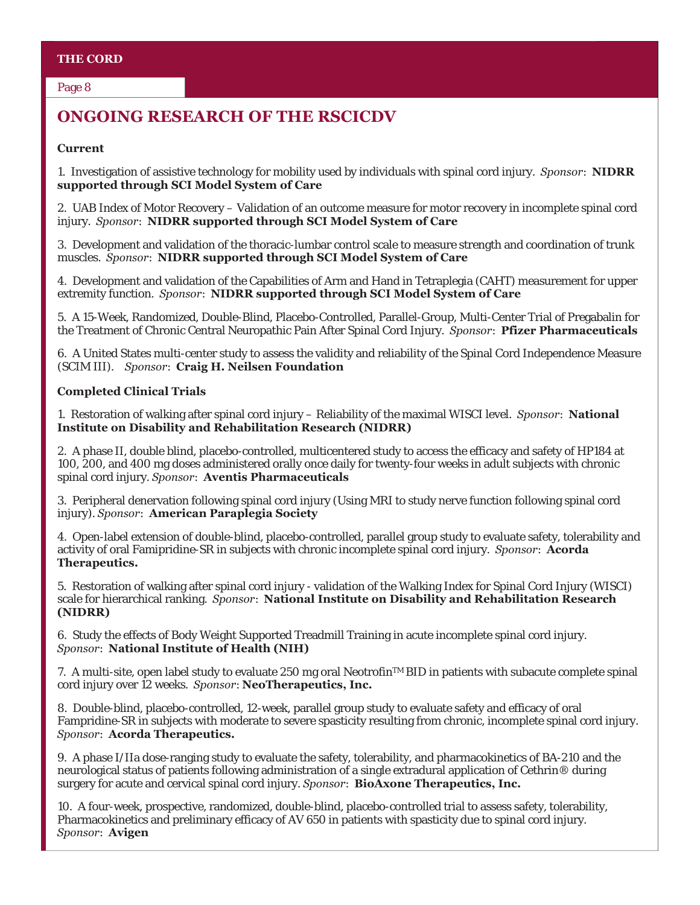## ONGOING RESEARCH OF THE RSCICDV

**Current**

1. Investigation of assistive technology for mobility used by individuals with spinal cord injury. *Sponsor*: **NIDRR supported through SCI Model System of Care**

2. UAB Index of Motor Recovery – Validation of an outcome measure for motor recovery in incomplete spinal cord injury. *Sponsor*: **NIDRR supported through SCI Model System of Care**

3. Development and validation of the thoracic-lumbar control scale to measure strength and coordination of trunk muscles. *Sponsor*: **NIDRR supported through SCI Model System of Care**

4. Development and validation of the Capabilities of Arm and Hand in Tetraplegia (CAHT) measurement for upper extremity function. *Sponsor*: **NIDRR supported through SCI Model System of Care**

5. A 15-Week, Randomized, Double-Blind, Placebo-Controlled, Parallel-Group, Multi-Center Trial of Pregabalin for the Treatment of Chronic Central Neuropathic Pain After Spinal Cord Injury. *Sponsor*: **Pfizer Pharmaceuticals**

6. A United States multi-center study to assess the validity and reliability of the Spinal Cord Independence Measure (SCIM III). *Sponsor*: **Craig H. Neilsen Foundation**

**Completed Clinical Trials**

1. Restoration of walking after spinal cord injury – Reliability of the maximal WISCI level. *Sponsor*: **National Institute on Disability and Rehabilitation Research (NIDRR)**

2. A phase II, double blind, placebo-controlled, multicentered study to access the efficacy and safety of HP184 at 100, 200, and 400 mg doses administered orally once daily for twenty-four weeks in adult subjects with chronic spinal cord injury. *Sponsor*: **Aventis Pharmaceuticals**

3. Peripheral denervation following spinal cord injury (Using MRI to study nerve function following spinal cord injury). *Sponsor*: **American Paraplegia Society**

4. Open-label extension of double-blind, placebo-controlled, parallel group study to evaluate safety, tolerability and activity of oral Famipridine-SR in subjects with chronic incomplete spinal cord injury. *Sponsor*: **Acorda Therapeutics.**

5. Restoration of walking after spinal cord injury - validation of the Walking Index for Spinal Cord Injury (WISCI) scale for hierarchical ranking. *Sponsor*: **National Institute on Disability and Rehabilitation Research (NIDRR)**

6. Study the effects of Body Weight Supported Treadmill Training in acute incomplete spinal cord injury. *Sponsor*: **National Institute of Health (NIH)**

7. A multi-site, open label study to evaluate 250 mg oral Neotrofin™ BID in patients with subacute complete spinal cord injury over 12 weeks. *Sponsor*: **NeoTherapeutics, Inc.**

8. Double-blind, placebo-controlled, 12-week, parallel group study to evaluate safety and efficacy of oral Fampridine-SR in subjects with moderate to severe spasticity resulting from chronic, incomplete spinal cord injury. *Sponsor*: **Acorda Therapeutics.**

9. A phase I/IIa dose-ranging study to evaluate the safety, tolerability, and pharmacokinetics of BA-210 and the neurological status of patients following administration of a single extradural application of Cethrin® during surgery for acute and cervical spinal cord injury. *Sponsor*: **BioAxone Therapeutics, Inc.**

10. A four-week, prospective, randomized, double-blind, placebo-controlled trial to assess safety, tolerability, Pharmacokinetics and preliminary efficacy of AV 650 in patients with spasticity due to spinal cord injury. *Sponsor*: **Avigen**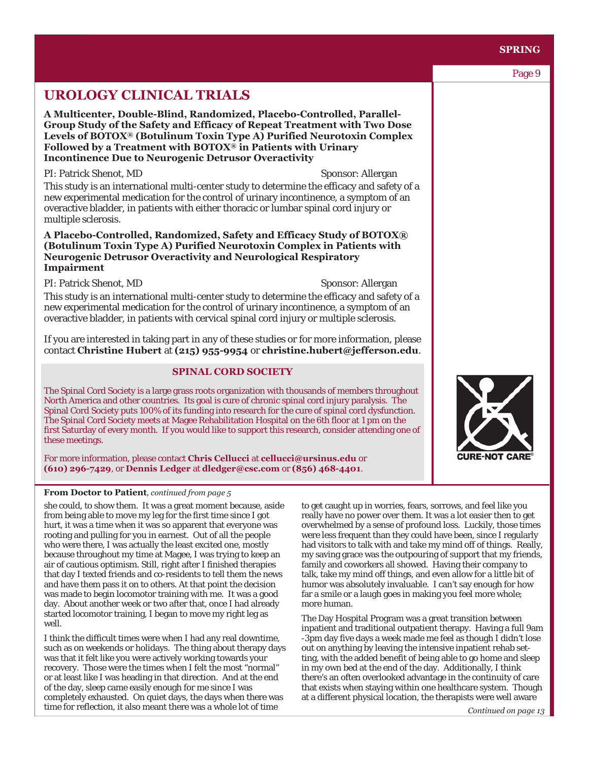## UROLOGY CLINICAL TRIALS

**A Multicenter, Double-Blind, Randomized, Placebo-Controlled, Parallel-Group Study of the Safety and Efficacy of Repeat Treatment with Two Dose Levels of BOTOX® (Botulinum Toxin Type A) Purified Neurotoxin Complex Followed by a Treatment with BOTOX® in Patients with Urinary Incontinence Due to Neurogenic Detrusor Overactivity**

PI: Patrick Shenot, MD Sponsor: Allergan

This study is an international multi-center study to determine the efficacy and safety of a new experimental medication for the control of urinary incontinence, a symptom of an overactive bladder, in patients with either thoracic or lumbar spinal cord injury or multiple sclerosis.

**A Placebo-Controlled, Randomized, Safety and Efficacy Study of BOTOX® (Botulinum Toxin Type A) Purified Neurotoxin Complex in Patients with Neurogenic Detrusor Overactivity and Neurological Respiratory Impairment**

PI: Patrick Shenot, MD Sponsor: Allergan

This study is an international multi-center study to determine the efficacy and safety of a new experimental medication for the control of urinary incontinence, a symptom of an overactive bladder, in patients with cervical spinal cord injury or multiple sclerosis.

If you are interested in taking part in any of these studies or for more information, please contact **Christine Hubert** at **(215) 955-9954** or **christine.hubert@jefferson.edu**.

### SPINAL CORD SOCIETY

The Spinal Cord Society is a large grass roots organization with thousands of members throughout North America and other countries. Its goal is cure of chronic spinal cord injury paralysis. The Spinal Cord Society puts 100% of its funding into research for the cure of spinal cord dysfunction. The Spinal Cord Society meets at Magee Rehabilitation Hospital on the 6th floor at 1 pm on the first Saturday of every month. If you would like to support this research, consider attending one of these meetings.

For more information, please contact **Chris Cellucci** at **cellucci@ursinus.edu** or **(610) 296-7429**, or **Dennis Ledger** at **dledger@csc.com** or **(856) 468-4401**.

CURE-NOT CARE®

**From Doctor to Patient**, *continued from page 5*

she could, to show them. It was a great moment because, aside from being able to move my leg for the first time since I got hurt, it was a time when it was so apparent that everyone was rooting and pulling for you in earnest. Out of all the people who were there, I was actually the least excited one, mostly because throughout my time at Magee, I was trying to keep an air of cautious optimism. Still, right after I finished therapies that day I texted friends and co-residents to tell them the news and have them pass it on to others. At that point the decision was made to begin locomotor training with me. It was a good day. About another week or two after that, once I had already started locomotor training, I began to move my right leg as well.

I think the difficult times were when I had any real downtime, such as on weekends or holidays. The thing about therapy days was that it felt like you were actively working towards your recovery. Those were the times when I felt the most "normal" or at least like I was heading in that direction. And at the end of the day, sleep came easily enough for me since I was completely exhausted. On quiet days, the days when there was time for reflection, it also meant there was a whole lot of time to get caught up in worries, fears, sorrows, and feel like you really have no power over them. It was a lot easier then to get overwhelmed by a sense of profound loss. Luckily, those times were less frequent than they could have been, since I regularly had visitors to talk with and take my mind off of things. Really, my saving grace was the outpouring of support that my friends, family and coworkers all showed. Having their company to talk, take my mind off things, and even allow for a little bit of humor was absolutely invaluable. I can't say enough for how far a smile or a laugh goes in making you feel more whole; more human.

The Day Hospital Program was a great transition between inpatient and traditional outpatient therapy. Having a full 9am -3pm day five days a week made me feel as though I didn't lose out on anything by leaving the intensive inpatient rehab setting, with the added benefit of being able to go home and sleep in my own bed at the end of the day. Additionally, I think there's an often overlooked advantage in the continuity of care that exists when staying within one healthcare system. Though at a different physical location, the therapists were well aware

*Continued on page 13*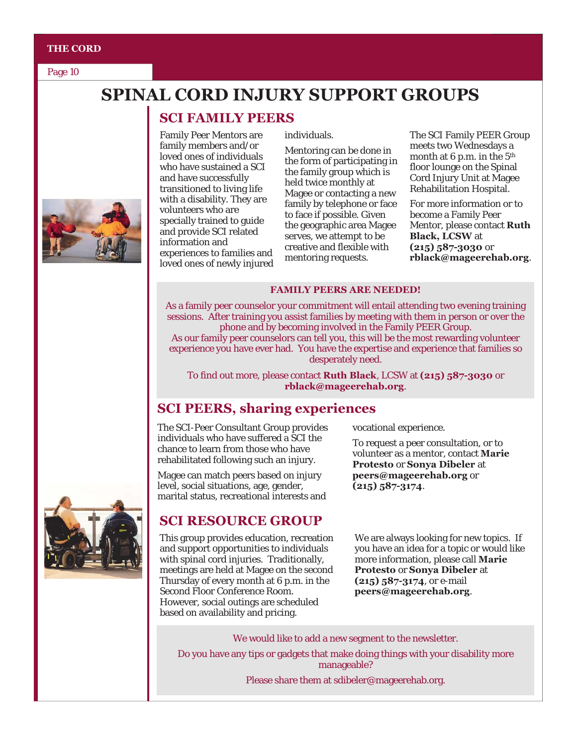# SPINAL CORD INJURY SUPPORT GROUPS

## SCI FAMILY PEERS

Family Peer Mentors are family members and/or loved ones of individuals who have sustained a SCI and have successfully transitioned to living life with a disability. They are volunteers who are specially trained to guide and provide SCI related information and experiences to families and loved ones of newly injured individuals.

Mentoring can be done in the form of participating in the family group which is held twice monthly at Magee or contacting a new family by telephone or face to face if possible. Given the geographic area Magee serves, we attempt to be creative and flexible with mentoring requests.

The SCI Family PEER Group meets two Wednesdays a month at 6 p.m. in the 5th floor lounge on the Spinal Cord Injury Unit at Magee Rehabilitation Hospital.

For more information or to become a Family Peer Mentor, please contact **Ruth Black, LCSW** at **(215) 587-3030** or **rblack@mageerehab.org**.

**FAMILY PEERS ARE NEEDED!**

As a family peer counselor your commitment will entail attending two evening training sessions. After training you assist families by meeting with them in person or over the phone and by becoming involved in the Family PEER Group.
As our family peer counselors can tell you, this will be the most rewarding volunteer experience you have ever had. You have the expertise and experience that families so desperately need.

To find out more, please contact **Ruth Black**, LCSW at **(215) 587-3030** or **rblack@mageerehab.org**.

## SCI PEERS, sharing experiences

The SCI-Peer Consultant Group provides individuals who have suffered a SCI the chance to learn from those who have rehabilitated following such an injury.

Magee can match peers based on injury level, social situations, age, gender, marital status, recreational interests and vocational experience.

To request a peer consultation, or to volunteer as a mentor, contact **Marie Protesto** or **Sonya Dibeler** at **peers@mageerehab.org** or **(215) 587-3174**.

## SCI RESOURCE GROUP

This group provides education, recreation and support opportunities to individuals with spinal cord injuries. Traditionally, meetings are held at Magee on the second Thursday of every month at 6 p.m. in the Second Floor Conference Room. However, social outings are scheduled based on availability and pricing.

We are always looking for new topics. If you have an idea for a topic or would like more information, please call **Marie Protesto** or **Sonya Dibeler** at **(215) 587-3174**, or e-mail **peers@mageerehab.org**.

We would like to add a new segment to the newsletter.

Do you have any tips or gadgets that make doing things with your disability more manageable?

Please share them at sdibeler@mageerehab.org.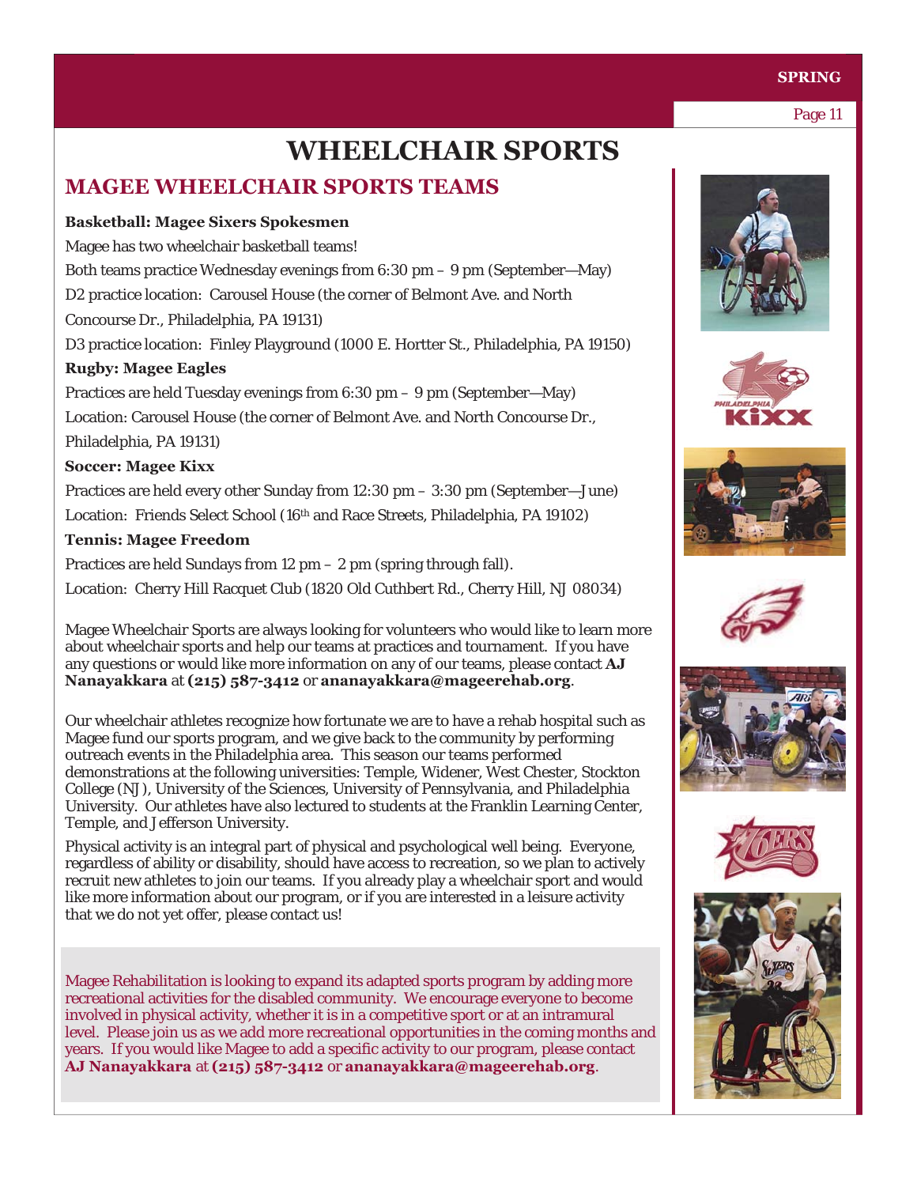# WHEELCHAIR SPORTS

## MAGEE WHEELCHAIR SPORTS TEAMS

**Basketball: Magee Sixers Spokesmen**

Magee has two wheelchair basketball teams!

Both teams practice Wednesday evenings from 6:30 pm – 9 pm (September—May)

D2 practice location: Carousel House (the corner of Belmont Ave. and North Concourse Dr., Philadelphia, PA 19131)

D3 practice location: Finley Playground (1000 E. Hortter St., Philadelphia, PA 19150)

**Rugby: Magee Eagles**

Practices are held Tuesday evenings from 6:30 pm – 9 pm (September—May)

Location: Carousel House (the corner of Belmont Ave. and North Concourse Dr., Philadelphia, PA 19131)

**Soccer: Magee Kixx**

Practices are held every other Sunday from 12:30 pm – 3:30 pm (September—June)

Location: Friends Select School (16th and Race Streets, Philadelphia, PA 19102)

**Tennis: Magee Freedom**

Practices are held Sundays from 12 pm – 2 pm (spring through fall).

Location: Cherry Hill Racquet Club (1820 Old Cuthbert Rd., Cherry Hill, NJ 08034)

Magee Wheelchair Sports are always looking for volunteers who would like to learn more about wheelchair sports and help our teams at practices and tournament. If you have any questions or would like more information on any of our teams, please contact **AJ Nanayakkara** at **(215) 587-3412** or **ananayakkara@mageerehab.org**.

Our wheelchair athletes recognize how fortunate we are to have a rehab hospital such as Magee fund our sports program, and we give back to the community by performing outreach events in the Philadelphia area. This season our teams performed demonstrations at the following universities: Temple, Widener, West Chester, Stockton College (NJ), University of the Sciences, University of Pennsylvania, and Philadelphia University. Our athletes have also lectured to students at the Franklin Learning Center, Temple, and Jefferson University.

Physical activity is an integral part of physical and psychological well being. Everyone, regardless of ability or disability, should have access to recreation, so we plan to actively recruit new athletes to join our teams. If you already play a wheelchair sport and would like more information about our program, or if you are interested in a leisure activity that we do not yet offer, please contact us!

Magee Rehabilitation is looking to expand its adapted sports program by adding more recreational activities for the disabled community. We encourage everyone to become involved in physical activity, whether it is in a competitive sport or at an intramural level. Please join us as we add more recreational opportunities in the coming months and years. If you would like Magee to add a specific activity to our program, please contact **AJ Nanayakkara** at **(215) 587-3412** or **ananayakkara@mageerehab.org**.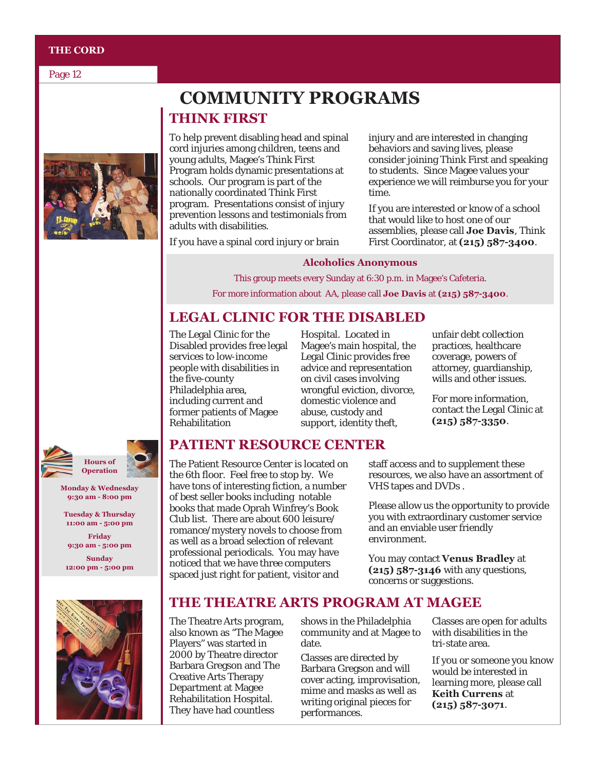# COMMUNITY PROGRAMS

## THINK FIRST

To help prevent disabling head and spinal cord injuries among children, teens and young adults, Magee's Think First Program holds dynamic presentations at schools. Our program is part of the nationally coordinated Think First program. Presentations consist of injury prevention lessons and testimonials from adults with disabilities.

If you have a spinal cord injury or brain injury and are interested in changing behaviors and saving lives, please consider joining Think First and speaking to students. Since Magee values your experience we will reimburse you for your time.

If you are interested or know of a school that would like to host one of our assemblies, please call **Joe Davis**, Think First Coordinator, at **(215) 587-3400**.

**Alcoholics Anonymous**

This group meets every Sunday at 6:30 p.m. in Magee's Cafeteria.

For more information about AA, please call **Joe Davis** at **(215) 587-3400**.

## LEGAL CLINIC FOR THE DISABLED

The Legal Clinic for the Disabled provides free legal services to low-income people with disabilities in the five-county Philadelphia area, including current and former patients of Magee Rehabilitation Hospital. Located in Magee's main hospital, the Legal Clinic provides free advice and representation on civil cases involving wrongful eviction, divorce, domestic violence and abuse, custody and support, identity theft, unfair debt collection practices, healthcare coverage, powers of attorney, guardianship, wills and other issues.

For more information, contact the Legal Clinic at **(215) 587-3350**.

## PATIENT RESOURCE CENTER

**Hours of Operation**

**Monday & Wednesday**
**9:30 am - 8:00 pm**

**Tuesday & Thursday**
**11:00 am - 5:00 pm**

**Friday**
**9:30 am - 5:00 pm**

**Sunday**
**12:00 pm - 5:00 pm**

The Patient Resource Center is located on the 6th floor. Feel free to stop by. We have tons of interesting fiction, a number of best seller books including notable books that made Oprah Winfrey's Book Club list. There are about 600 leisure/ romance/mystery novels to choose from as well as a broad selection of relevant professional periodicals. You may have noticed that we have three computers spaced just right for patient, visitor and staff access and to supplement these resources, we also have an assortment of VHS tapes and DVDs .

Please allow us the opportunity to provide you with extraordinary customer service and an enviable user friendly environment.

You may contact **Venus Bradley** at **(215) 587-3146** with any questions, concerns or suggestions.

## THE THEATRE ARTS PROGRAM AT MAGEE

The Theatre Arts program, also known as "The Magee Players" was started in 2000 by Theatre director Barbara Gregson and The Creative Arts Therapy Department at Magee Rehabilitation Hospital. They have had countless shows in the Philadelphia community and at Magee to date.

Classes are directed by Barbara Gregson and will cover acting, improvisation, mime and masks as well as writing original pieces for performances.

Classes are open for adults with disabilities in the tri-state area.

If you or someone you know would be interested in learning more, please call **Keith Currens** at **(215) 587-3071**.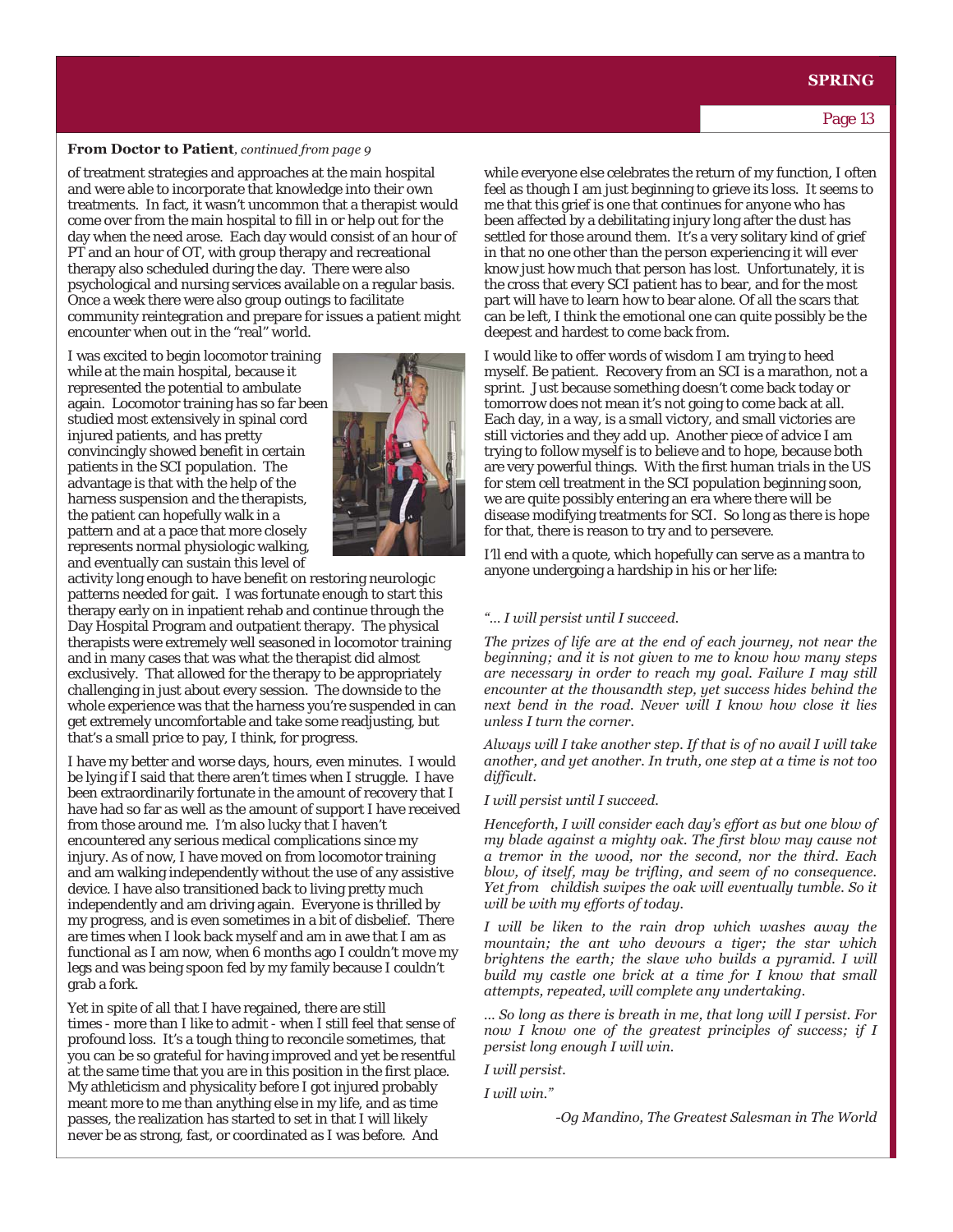**From Doctor to Patient**, *continued from page 9*

of treatment strategies and approaches at the main hospital and were able to incorporate that knowledge into their own treatments. In fact, it wasn't uncommon that a therapist would come over from the main hospital to fill in or help out for the day when the need arose. Each day would consist of an hour of PT and an hour of OT, with group therapy and recreational therapy also scheduled during the day. There were also psychological and nursing services available on a regular basis. Once a week there were also group outings to facilitate community reintegration and prepare for issues a patient might encounter when out in the "real" world.

I was excited to begin locomotor training while at the main hospital, because it represented the potential to ambulate again. Locomotor training has so far been studied most extensively in spinal cord injured patients, and has pretty convincingly showed benefit in certain patients in the SCI population. The advantage is that with the help of the harness suspension and the therapists, the patient can hopefully walk in a pattern and at a pace that more closely represents normal physiologic walking, and eventually can sustain this level of activity long enough to have benefit on restoring neurologic patterns needed for gait. I was fortunate enough to start this therapy early on in inpatient rehab and continue through the Day Hospital Program and outpatient therapy. The physical therapists were extremely well seasoned in locomotor training and in many cases that was what the therapist did almost exclusively. That allowed for the therapy to be appropriately challenging in just about every session. The downside to the whole experience was that the harness you're suspended in can get extremely uncomfortable and take some readjusting, but that's a small price to pay, I think, for progress.

I have my better and worse days, hours, even minutes. I would be lying if I said that there aren't times when I struggle. I have been extraordinarily fortunate in the amount of recovery that I have had so far as well as the amount of support I have received from those around me. I'm also lucky that I haven't encountered any serious medical complications since my injury. As of now, I have moved on from locomotor training and am walking independently without the use of any assistive device. I have also transitioned back to living pretty much independently and am driving again. Everyone is thrilled by my progress, and is even sometimes in a bit of disbelief. There are times when I look back myself and am in awe that I am as functional as I am now, when 6 months ago I couldn't move my legs and was being spoon fed by my family because I couldn't grab a fork.

Yet in spite of all that I have regained, there are still times - more than I like to admit - when I still feel that sense of profound loss. It's a tough thing to reconcile sometimes, that you can be so grateful for having improved and yet be resentful at the same time that you are in this position in the first place. My athleticism and physicality before I got injured probably meant more to me than anything else in my life, and as time passes, the realization has started to set in that I will likely never be as strong, fast, or coordinated as I was before. And while everyone else celebrates the return of my function, I often feel as though I am just beginning to grieve its loss. It seems to me that this grief is one that continues for anyone who has been affected by a debilitating injury long after the dust has settled for those around them. It's a very solitary kind of grief in that no one other than the person experiencing it will ever know just how much that person has lost. Unfortunately, it is the cross that every SCI patient has to bear, and for the most part will have to learn how to bear alone. Of all the scars that can be left, I think the emotional one can quite possibly be the deepest and hardest to come back from.

I would like to offer words of wisdom I am trying to heed myself. Be patient. Recovery from an SCI is a marathon, not a sprint. Just because something doesn't come back today or tomorrow does not mean it's not going to come back at all. Each day, in a way, is a small victory, and small victories are still victories and they add up. Another piece of advice I am trying to follow myself is to believe and to hope, because both are very powerful things. With the first human trials in the US for stem cell treatment in the SCI population beginning soon, we are quite possibly entering an era where there will be disease modifying treatments for SCI. So long as there is hope for that, there is reason to try and to persevere.

I'll end with a quote, which hopefully can serve as a mantra to anyone undergoing a hardship in his or her life:

*"... I will persist until I succeed.*

*The prizes of life are at the end of each journey, not near the beginning; and it is not given to me to know how many steps are necessary in order to reach my goal. Failure I may still encounter at the thousandth step, yet success hides behind the next bend in the road. Never will I know how close it lies unless I turn the corner.*

*Always will I take another step. If that is of no avail I will take another, and yet another. In truth, one step at a time is not too difficult.*

*I will persist until I succeed.*

*Henceforth, I will consider each day's effort as but one blow of my blade against a mighty oak. The first blow may cause not a tremor in the wood, nor the second, nor the third. Each blow, of itself, may be trifling, and seem of no consequence. Yet from childish swipes the oak will eventually tumble. So it will be with my efforts of today.*

*I will be liken to the rain drop which washes away the mountain; the ant who devours a tiger; the star which brightens the earth; the slave who builds a pyramid. I will build my castle one brick at a time for I know that small attempts, repeated, will complete any undertaking.*

*... So long as there is breath in me, that long will I persist. For now I know one of the greatest principles of success; if I persist long enough I will win.*

*I will persist.*

*I will win."*

-Og Mandino, *The Greatest Salesman in The World*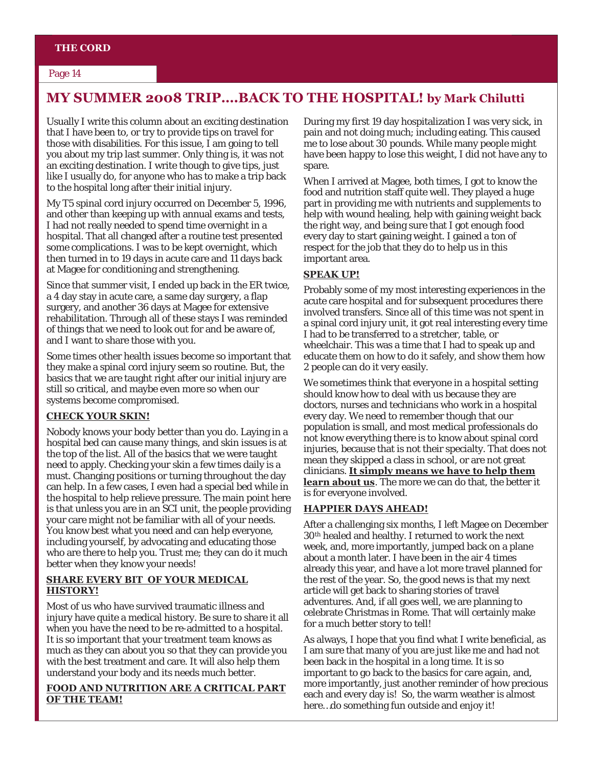# MY SUMMER 2008 TRIP....BACK TO THE HOSPITAL! by Mark Chilutti

Usually I write this column about an exciting destination that I have been to, or try to provide tips on travel for those with disabilities. For this issue, I am going to tell you about my trip last summer. Only thing is, it was not an exciting destination. I write though to give tips, just like I usually do, for anyone who has to make a trip back to the hospital long after their initial injury.

My T5 spinal cord injury occurred on December 5, 1996, and other than keeping up with annual exams and tests, I had not really needed to spend time overnight in a hospital. That all changed after a routine test presented some complications. I was to be kept overnight, which then turned in to 19 days in acute care and 11 days back at Magee for conditioning and strengthening.

Since that summer visit, I ended up back in the ER twice, a 4 day stay in acute care, a same day surgery, a flap surgery, and another 36 days at Magee for extensive rehabilitation. Through all of these stays I was reminded of things that we need to look out for and be aware of, and I want to share those with you.

Some times other health issues become so important that they make a spinal cord injury seem so routine. But, the basics that we are taught right after our initial injury are still so critical, and maybe even more so when our systems become compromised.

### CHECK YOUR SKIN!

Nobody knows your body better than you do. Laying in a hospital bed can cause many things, and skin issues is at the top of the list. All of the basics that we were taught need to apply. Checking your skin a few times daily is a must. Changing positions or turning throughout the day can help. In a few cases, I even had a special bed while in the hospital to help relieve pressure. The main point here is that unless you are in an SCI unit, the people providing your care might not be familiar with all of your needs. You know best what you need and can help everyone, including yourself, by advocating and educating those who are there to help you. Trust me; they can do it much better when they know your needs!

### SHARE EVERY BIT OF YOUR MEDICAL HISTORY!

Most of us who have survived traumatic illness and injury have quite a medical history. Be sure to share it all when you have the need to be re-admitted to a hospital. It is so important that your treatment team knows as much as they can about you so that they can provide you with the best treatment and care. It will also help them understand your body and its needs much better.

### FOOD AND NUTRITION ARE A CRITICAL PART OF THE TEAM!

During my first 19 day hospitalization I was very sick, in pain and not doing much; including eating. This caused me to lose about 30 pounds. While many people might have been happy to lose this weight, I did not have any to spare.

When I arrived at Magee, both times, I got to know the food and nutrition staff quite well. They played a huge part in providing me with nutrients and supplements to help with wound healing, help with gaining weight back the right way, and being sure that I got enough food every day to start gaining weight. I gained a ton of respect for the job that they do to help us in this important area.

### SPEAK UP!

Probably some of my most interesting experiences in the acute care hospital and for subsequent procedures there involved transfers. Since all of this time was not spent in a spinal cord injury unit, it got real interesting every time I had to be transferred to a stretcher, table, or wheelchair. This was a time that I had to speak up and educate them on how to do it safely, and show them how 2 people can do it very easily.

We sometimes think that everyone in a hospital setting should know how to deal with us because they are doctors, nurses and technicians who work in a hospital every day. We need to remember though that our population is small, and most medical professionals do not know everything there is to know about spinal cord injuries, because that is not their specialty. That does not mean they skipped a class in school, or are not great clinicians. **It simply means we have to help them learn about us**. The more we can do that, the better it is for everyone involved.

### HAPPIER DAYS AHEAD!

After a challenging six months, I left Magee on December 30th healed and healthy. I returned to work the next week, and, more importantly, jumped back on a plane about a month later. I have been in the air 4 times already this year, and have a lot more travel planned for the rest of the year. So, the good news is that my next article will get back to sharing stories of travel adventures. And, if all goes well, we are planning to celebrate Christmas in Rome. That will certainly make for a much better story to tell!

As always, I hope that you find what I write beneficial, as I am sure that many of you are just like me and had not been back in the hospital in a long time. It is so important to go back to the basics for care again, and, more importantly, just another reminder of how precious each and every day is! So, the warm weather is almost here…do something fun outside and enjoy it!